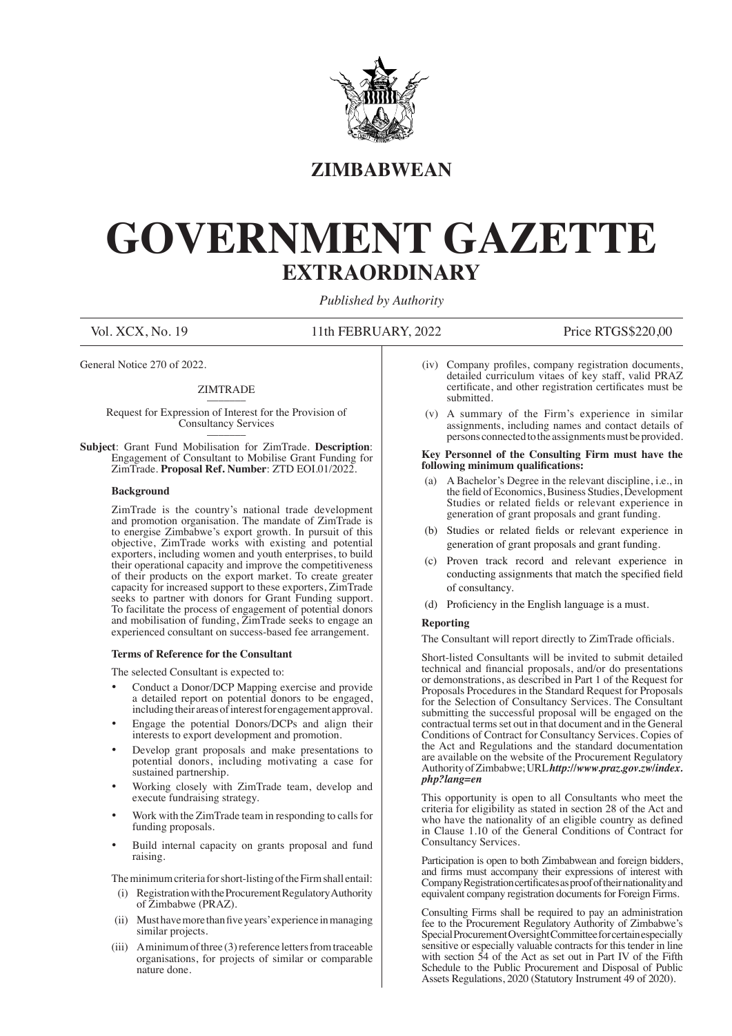# ZIMBABWEAN

# GOVERNMENT GAZETTE

## EXTRAORDINARY

*Published by Authority*

Vol. XCX, No. 19 11th FEBRUARY, 2022 Price RTGS$220,00

General Notice 270 of 2022.

ZIMTRADE

Request for Expression of Interest for the Provision of Consultancy Services

**Subject**: Grant Fund Mobilisation for ZimTrade. **Description**: Engagement of Consultant to Mobilise Grant Funding for ZimTrade. **Proposal Ref. Number**: ZTD EOI.01/2022.

**Background**

ZimTrade is the country's national trade development and promotion organisation. The mandate of ZimTrade is to energise Zimbabwe's export growth. In pursuit of this objective, ZimTrade works with existing and potential exporters, including women and youth enterprises, to build their operational capacity and improve the competitiveness of their products on the export market. To create greater capacity for increased support to these exporters, ZimTrade seeks to partner with donors for Grant Funding support. To facilitate the process of engagement of potential donors and mobilisation of funding, ZimTrade seeks to engage an experienced consultant on success-based fee arrangement.

**Terms of Reference for the Consultant**

The selected Consultant is expected to:

- Conduct a Donor/DCP Mapping exercise and provide a detailed report on potential donors to be engaged, including their areas of interest for engagement approval.
- Engage the potential Donors/DCPs and align their interests to export development and promotion.
- Develop grant proposals and make presentations to potential donors, including motivating a case for sustained partnership.
- Working closely with ZimTrade team, develop and execute fundraising strategy.
- Work with the ZimTrade team in responding to calls for funding proposals.
- Build internal capacity on grants proposal and fund raising.

The minimum criteria for short-listing of the Firm shall entail:

(i) Registration with the Procurement Regulatory Authority of Zimbabwe (PRAZ).

(ii) Must have more than five years' experience in managing similar projects.

(iii) A minimum of three (3) reference letters from traceable organisations, for projects of similar or comparable nature done.

(iv) Company profiles, company registration documents, detailed curriculum vitaes of key staff, valid PRAZ certificate, and other registration certificates must be submitted.

(v) A summary of the Firm's experience in similar assignments, including names and contact details of persons connected to the assignments must be provided.

**Key Personnel of the Consulting Firm must have the following minimum qualifications:**

(a) A Bachelor's Degree in the relevant discipline, i.e., in the field of Economics, Business Studies, Development Studies or related fields or relevant experience in generation of grant proposals and grant funding.

(b) Studies or related fields or relevant experience in generation of grant proposals and grant funding.

(c) Proven track record and relevant experience in conducting assignments that match the specified field of consultancy.

(d) Proficiency in the English language is a must.

**Reporting**

The Consultant will report directly to ZimTrade officials.

Short-listed Consultants will be invited to submit detailed technical and financial proposals, and/or do presentations or demonstrations, as described in Part 1 of the Request for Proposals Procedures in the Standard Request for Proposals for the Selection of Consultancy Services. The Consultant submitting the successful proposal will be engaged on the contractual terms set out in that document and in the General Conditions of Contract for Consultancy Services. Copies of the Act and Regulations and the standard documentation are available on the website of the Procurement Regulatory Authority of Zimbabwe; URL ***http://www.praz.gov.zw/index.php?lang=en***

This opportunity is open to all Consultants who meet the criteria for eligibility as stated in section 28 of the Act and who have the nationality of an eligible country as defined in Clause 1.10 of the General Conditions of Contract for Consultancy Services.

Participation is open to both Zimbabwean and foreign bidders, and firms must accompany their expressions of interest with Company Registration certificates as proof of their nationality and equivalent company registration documents for Foreign Firms.

Consulting Firms shall be required to pay an administration fee to the Procurement Regulatory Authority of Zimbabwe's Special Procurement Oversight Committee for certain especially sensitive or especially valuable contracts for this tender in line with section 54 of the Act as set out in Part IV of the Fifth Schedule to the Public Procurement and Disposal of Public Assets Regulations, 2020 (Statutory Instrument 49 of 2020).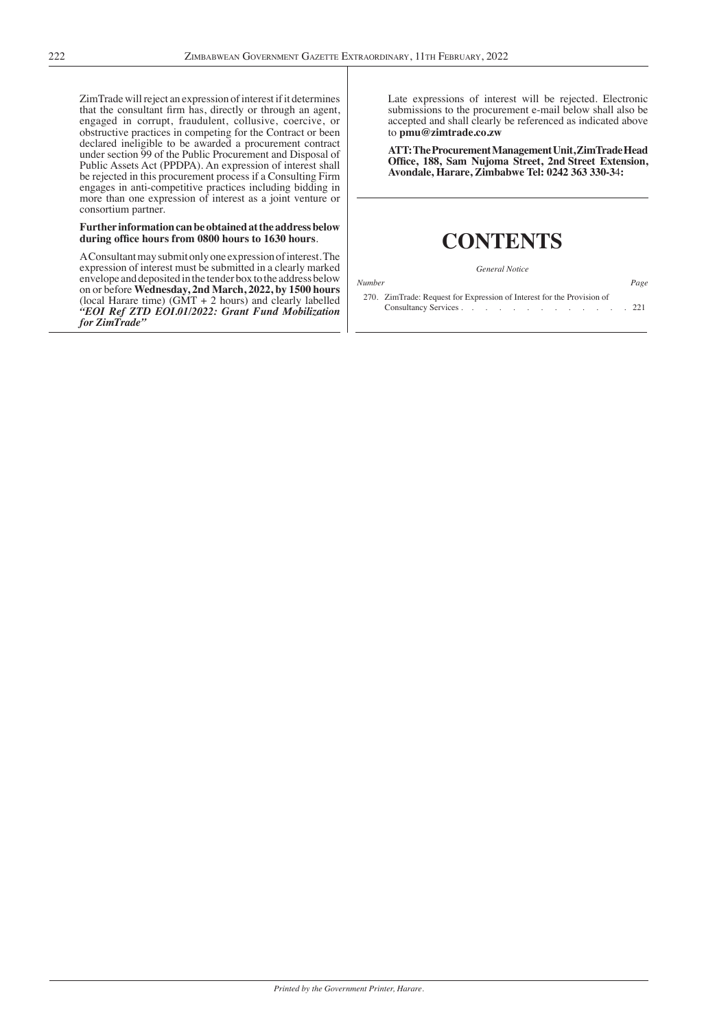ZimTrade will reject an expression of interest if it determines that the consultant firm has, directly or through an agent, engaged in corrupt, fraudulent, collusive, coercive, or obstructive practices in competing for the Contract or been declared ineligible to be awarded a procurement contract under section 99 of the Public Procurement and Disposal of Public Assets Act (PPDPA). An expression of interest shall be rejected in this procurement process if a Consulting Firm engages in anti-competitive practices including bidding in more than one expression of interest as a joint venture or consortium partner.

**Further information can be obtained at the address below during office hours from 0800 hours to 1630 hours**.

A Consultant may submit only one expression of interest. The expression of interest must be submitted in a clearly marked envelope and deposited in the tender box to the address below on or before **Wednesday, 2nd March, 2022, by 1500 hours** (local Harare time) (GMT + 2 hours) and clearly labelled ***"EOI Ref ZTD EOI.01/2022: Grant Fund Mobilization for ZimTrade"***

Late expressions of interest will be rejected. Electronic submissions to the procurement e-mail below shall also be accepted and shall clearly be referenced as indicated above to **pmu@zimtrade.co.zw**

**ATT: The Procurement Management Unit, ZimTrade Head Office, 188, Sam Nujoma Street, 2nd Street Extension, Avondale, Harare, Zimbabwe Tel: 0242 363 330-34:**

# CONTENTS

*General Notice*

| *Number* | | *Page* |
|---|---|---|
| 270. | ZimTrade: Request for Expression of Interest for the Provision of Consultancy Services | 221 |

*Printed by the Government Printer, Harare.*